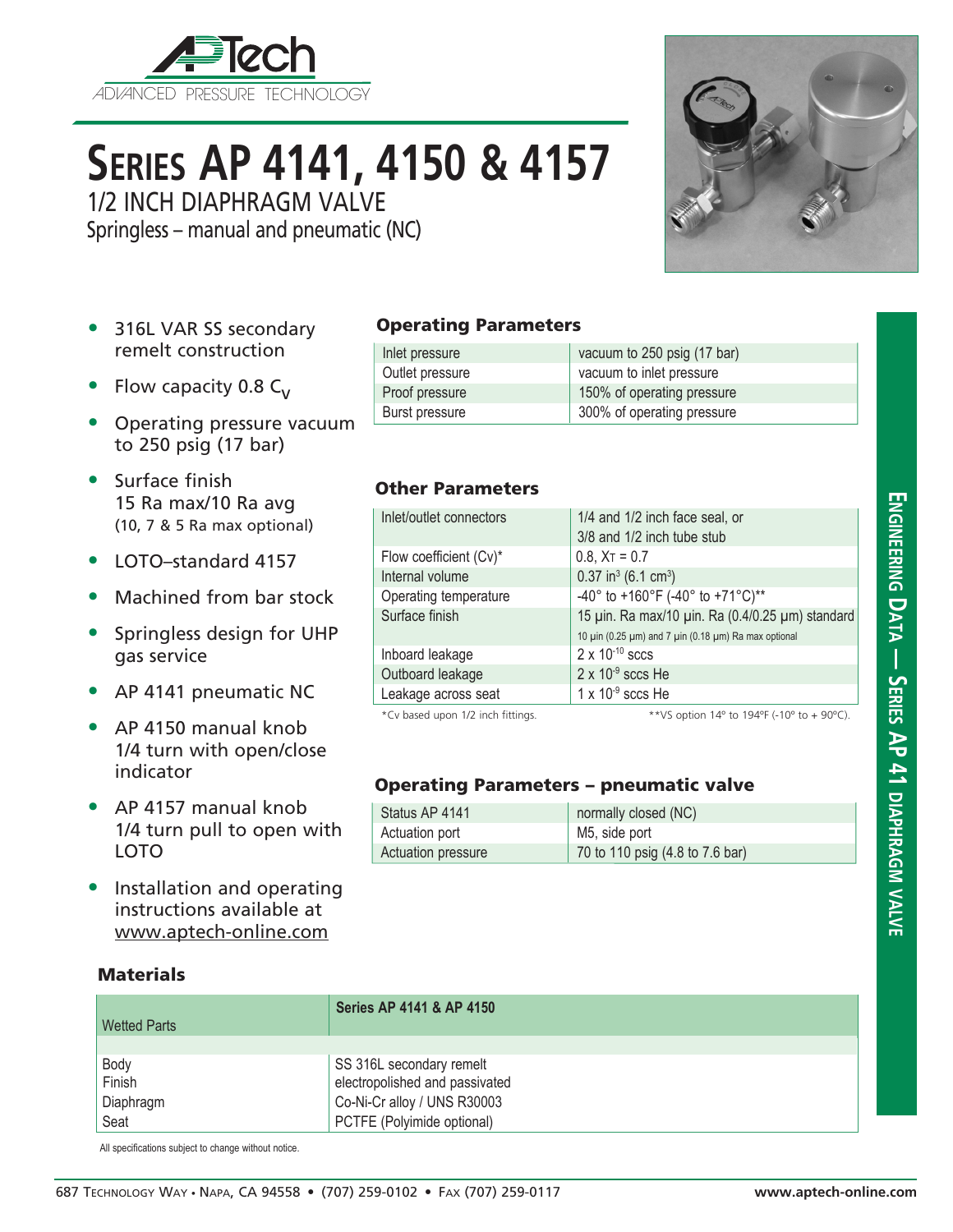# Series AP 4141, 4150 & 4157

## 1/2 INCH DIAPHRAGM VALVE

Springless – manual and pneumatic (NC)

- 316L VAR SS secondary remelt construction
- Flow capacity 0.8 $C_V$
- Operating pressure vacuum to 250 psig (17 bar)
- Surface finish 15 Ra max/10 Ra avg (10, 7 & 5 Ra max optional)
- LOTO–standard 4157
- Machined from bar stock
- Springless design for UHP gas service
- AP 4141 pneumatic NC
- AP 4150 manual knob 1/4 turn with open/close indicator
- AP 4157 manual knob 1/4 turn pull to open with LOTO
- Installation and operating instructions available at www.aptech-online.com

### Operating Parameters

| | |
|---|---|
| Inlet pressure | vacuum to 250 psig (17 bar) |
| Outlet pressure | vacuum to inlet pressure |
| Proof pressure | 150% of operating pressure |
| Burst pressure | 300% of operating pressure |

### Other Parameters

| | |
|---|---|
| Inlet/outlet connectors | 1/4 and 1/2 inch face seal, or 3/8 and 1/2 inch tube stub |
| Flow coefficient (Cv)* | 0.8, $X_T$ = 0.7 |
| Internal volume | 0.37 $in^3$ (6.1 $cm^3$) |
| Operating temperature | -40° to +160°F (-40° to +71°C)** |
| Surface finish | 15 µin. Ra max/10 µin. Ra (0.4/0.25 µm) standard<br>10 µin (0.25 µm) and 7 µin (0.18 µm) Ra max optional |
| Inboard leakage | 2 x $10^{-10}$ sccs |
| Outboard leakage | 2 x $10^{-9}$ sccs He |
| Leakage across seat | 1 x $10^{-9}$ sccs He |

*Cv based upon 1/2 inch fittings. **VS option 14° to 194°F (-10° to + 90°C).

### Operating Parameters – pneumatic valve

| | |
|---|---|
| Status AP 4141 | normally closed (NC) |
| Actuation port | M5, side port |
| Actuation pressure | 70 to 110 psig (4.8 to 7.6 bar) |

### Materials

| Wetted Parts | Series AP 4141 & AP 4150 |
|---|---|
| Body | SS 316L secondary remelt |
| Finish | electropolished and passivated |
| Diaphragm | Co-Ni-Cr alloy / UNS R30003 |
| Seat | PCTFE (Polyimide optional) |

All specifications subject to change without notice.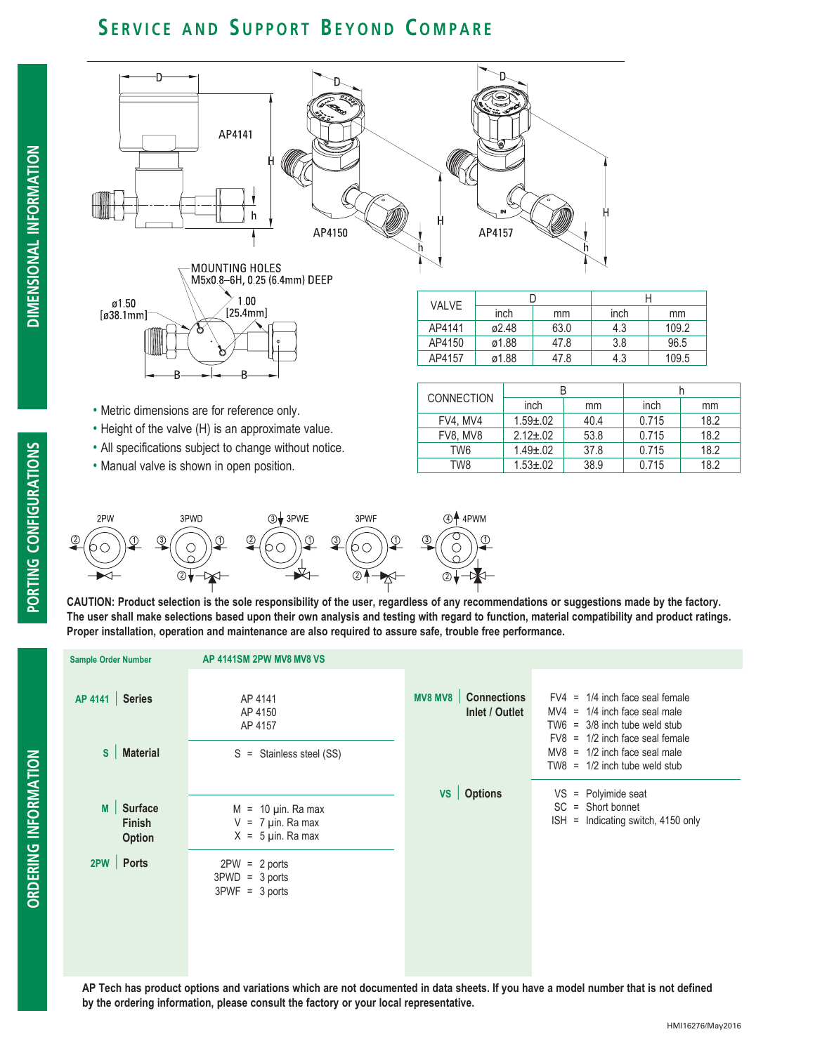# SERVICE AND SUPPORT BEYOND COMPARE

## DIMENSIONAL INFORMATION

AP4141

AP4150

AP4157

MOUNTING HOLES
M5x0.8–6H, 0.25 (6.4mm) DEEP

ø1.50
[ø38.1mm]

1.00
[25.4mm]

| VALVE | D | | H | |
|---|---|---|---|---|
| | inch | mm | inch | mm |
| AP4141 | ø2.48 | 63.0 | 4.3 | 109.2 |
| AP4150 | ø1.88 | 47.8 | 3.8 | 96.5 |
| AP4157 | ø1.88 | 47.8 | 4.3 | 109.5 |

| CONNECTION | B | | h | |
|---|---|---|---|---|
| | inch | mm | inch | mm |
| FV4, MV4 | 1.59±.02 | 40.4 | 0.715 | 18.2 |
| FV8, MV8 | 2.12±.02 | 53.8 | 0.715 | 18.2 |
| TW6 | 1.49±.02 | 37.8 | 0.715 | 18.2 |
| TW8 | 1.53±.02 | 38.9 | 0.715 | 18.2 |

- Metric dimensions are for reference only.
- Height of the valve (H) is an approximate value.
- All specifications subject to change without notice.
- Manual valve is shown in open position.

## PORTING CONFIGURATIONS

2PW 3PWD 3PWE 3PWF 4PWM

**CAUTION: Product selection is the sole responsibility of the user, regardless of any recommendations or suggestions made by the factory. The user shall make selections based upon their own analysis and testing with regard to function, material compatibility and product ratings. Proper installation, operation and maintenance are also required to assure safe, trouble free performance.**

## ORDERING INFORMATION

**Sample Order Number** **AP 4141SM 2PW MV8 MV8 VS**

| Code | Field | Values |
|---|---|---|
| **AP 4141** | **Series** | AP 4141<br>AP 4150<br>AP 4157 |
| **S** | **Material** | S = Stainless steel (SS) |
| **M** | **Surface Finish Option** | M = 10 µin. Ra max<br>V = 7 µin. Ra max<br>X = 5 µin. Ra max |
| **2PW** | **Ports** | 2PW = 2 ports<br>3PWD = 3 ports<br>3PWF = 3 ports |
| **MV8 MV8** | **Connections Inlet / Outlet** | FV4 = 1/4 inch face seal female<br>MV4 = 1/4 inch face seal male<br>TW6 = 3/8 inch tube weld stub<br>FV8 = 1/2 inch face seal female<br>MV8 = 1/2 inch face seal male<br>TW8 = 1/2 inch tube weld stub |
| **VS** | **Options** | VS = Polyimide seat<br>SC = Short bonnet<br>ISH = Indicating switch, 4150 only |

**AP Tech has product options and variations which are not documented in data sheets. If you have a model number that is not defined by the ordering information, please consult the factory or your local representative.**

HMI16276/May2016